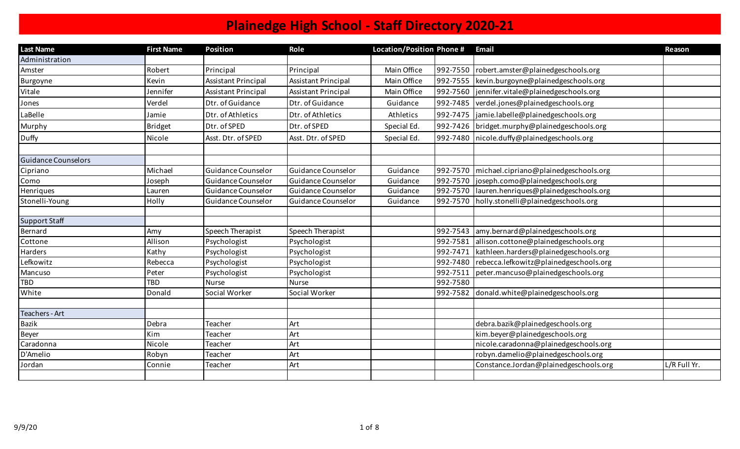# Plainedge High School - Staff Directory 2020-21

| Last Name | First Name | Position | Role | Location/Position | Phone # | Email | Reason |
|---|---|---|---|---|---|---|---|
| Administration | | | | | | | |
| Amster | Robert | Principal | Principal | Main Office | 992-7550 | robert.amster@plainedgeschools.org | |
| Burgoyne | Kevin | Assistant Principal | Assistant Principal | Main Office | 992-7555 | kevin.burgoyne@plainedgeschools.org | |
| Vitale | Jennifer | Assistant Principal | Assistant Principal | Main Office | 992-7560 | jennifer.vitale@plainedgeschools.org | |
| Jones | Verdel | Dtr. of Guidance | Dtr. of Guidance | Guidance | 992-7485 | verdel.jones@plainedgeschools.org | |
| LaBelle | Jamie | Dtr. of Athletics | Dtr. of Athletics | Athletics | 992-7475 | jamie.labelle@plainedgeschools.org | |
| Murphy | Bridget | Dtr. of SPED | Dtr. of SPED | Special Ed. | 992-7426 | bridget.murphy@plainedgeschools.org | |
| Duffy | Nicole | Asst. Dtr. of SPED | Asst. Dtr. of SPED | Special Ed. | 992-7480 | nicole.duffy@plainedgeschools.org | |
| | | | | | | | |
| Guidance Counselors | | | | | | | |
| Cipriano | Michael | Guidance Counselor | Guidance Counselor | Guidance | 992-7570 | michael.cipriano@plainedgeschools.org | |
| Como | Joseph | Guidance Counselor | Guidance Counselor | Guidance | 992-7570 | joseph.como@plainedgeschools.org | |
| Henriques | Lauren | Guidance Counselor | Guidance Counselor | Guidance | 992-7570 | lauren.henriques@plainedgeschools.org | |
| Stonelli-Young | Holly | Guidance Counselor | Guidance Counselor | Guidance | 992-7570 | holly.stonelli@plainedgeschools.org | |
| | | | | | | | |
| Support Staff | | | | | | | |
| Bernard | Amy | Speech Therapist | Speech Therapist | | 992-7543 | amy.bernard@plainedgeschools.org | |
| Cottone | Allison | Psychologist | Psychologist | | 992-7581 | allison.cottone@plainedgeschools.org | |
| Harders | Kathy | Psychologist | Psychologist | | 992-7471 | kathleen.harders@plainedgeschools.org | |
| Lefkowitz | Rebecca | Psychologist | Psychologist | | 992-7480 | rebecca.lefkowitz@plainedgeschools.org | |
| Mancuso | Peter | Psychologist | Psychologist | | 992-7511 | peter.mancuso@plainedgeschools.org | |
| TBD | TBD | Nurse | Nurse | | 992-7580 | | |
| White | Donald | Social Worker | Social Worker | | 992-7582 | donald.white@plainedgeschools.org | |
| | | | | | | | |
| Teachers - Art | | | | | | | |
| Bazik | Debra | Teacher | Art | | | debra.bazik@plainedgeschools.org | |
| Beyer | Kim | Teacher | Art | | | kim.beyer@plainedgeschools.org | |
| Caradonna | Nicole | Teacher | Art | | | nicole.caradonna@plainedgeschools.org | |
| D'Amelio | Robyn | Teacher | Art | | | robyn.damelio@plainedgeschools.org | |
| Jordan | Connie | Teacher | Art | | | Constance.Jordan@plainedgeschools.org | L/R Full Yr. |
| | | | | | | | |

9/9/20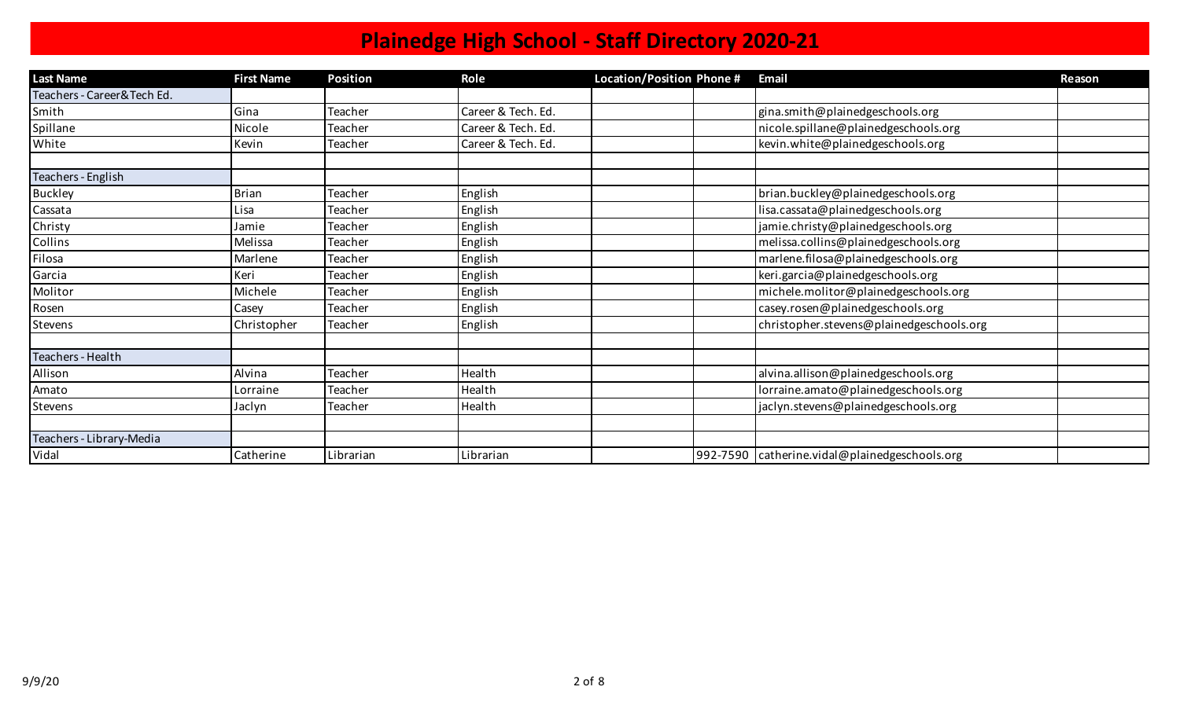# Plainedge High School - Staff Directory 2020-21

| Last Name | First Name | Position | Role | Location/Position | Phone # | Email | Reason |
|---|---|---|---|---|---|---|---|
| Teachers - Career&Tech Ed. | | | | | | | |
| Smith | Gina | Teacher | Career & Tech. Ed. | | | gina.smith@plainedgeschools.org | |
| Spillane | Nicole | Teacher | Career & Tech. Ed. | | | nicole.spillane@plainedgeschools.org | |
| White | Kevin | Teacher | Career & Tech. Ed. | | | kevin.white@plainedgeschools.org | |
| | | | | | | | |
| Teachers - English | | | | | | | |
| Buckley | Brian | Teacher | English | | | brian.buckley@plainedgeschools.org | |
| Cassata | Lisa | Teacher | English | | | lisa.cassata@plainedgeschools.org | |
| Christy | Jamie | Teacher | English | | | jamie.christy@plainedgeschools.org | |
| Collins | Melissa | Teacher | English | | | melissa.collins@plainedgeschools.org | |
| Filosa | Marlene | Teacher | English | | | marlene.filosa@plainedgeschools.org | |
| Garcia | Keri | Teacher | English | | | keri.garcia@plainedgeschools.org | |
| Molitor | Michele | Teacher | English | | | michele.molitor@plainedgeschools.org | |
| Rosen | Casey | Teacher | English | | | casey.rosen@plainedgeschools.org | |
| Stevens | Christopher | Teacher | English | | | christopher.stevens@plainedgeschools.org | |
| | | | | | | | |
| Teachers - Health | | | | | | | |
| Allison | Alvina | Teacher | Health | | | alvina.allison@plainedgeschools.org | |
| Amato | Lorraine | Teacher | Health | | | lorraine.amato@plainedgeschools.org | |
| Stevens | Jaclyn | Teacher | Health | | | jaclyn.stevens@plainedgeschools.org | |
| | | | | | | | |
| Teachers - Library-Media | | | | | | | |
| Vidal | Catherine | Librarian | Librarian | | 992-7590 | catherine.vidal@plainedgeschools.org | |

9/9/20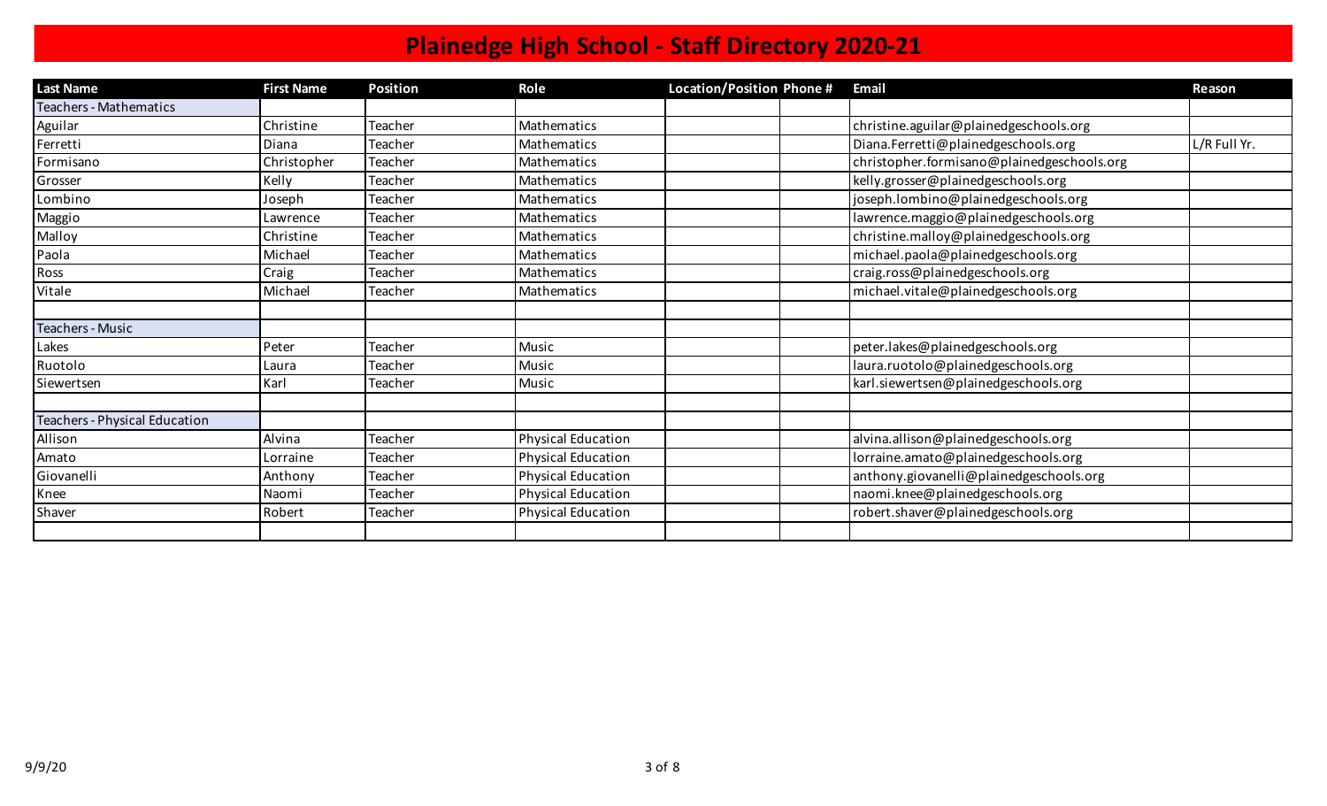# Plainedge High School - Staff Directory 2020-21

| Last Name | First Name | Position | Role | Location/Position | Phone # | Email | Reason |
|---|---|---|---|---|---|---|---|
| Teachers - Mathematics | | | | | | | |
| Aguilar | Christine | Teacher | Mathematics | | | christine.aguilar@plainedgeschools.org | |
| Ferretti | Diana | Teacher | Mathematics | | | Diana.Ferretti@plainedgeschools.org | L/R Full Yr. |
| Formisano | Christopher | Teacher | Mathematics | | | christopher.formisano@plainedgeschools.org | |
| Grosser | Kelly | Teacher | Mathematics | | | kelly.grosser@plainedgeschools.org | |
| Lombino | Joseph | Teacher | Mathematics | | | joseph.lombino@plainedgeschools.org | |
| Maggio | Lawrence | Teacher | Mathematics | | | lawrence.maggio@plainedgeschools.org | |
| Malloy | Christine | Teacher | Mathematics | | | christine.malloy@plainedgeschools.org | |
| Paola | Michael | Teacher | Mathematics | | | michael.paola@plainedgeschools.org | |
| Ross | Craig | Teacher | Mathematics | | | craig.ross@plainedgeschools.org | |
| Vitale | Michael | Teacher | Mathematics | | | michael.vitale@plainedgeschools.org | |
| | | | | | | | |
| Teachers - Music | | | | | | | |
| Lakes | Peter | Teacher | Music | | | peter.lakes@plainedgeschools.org | |
| Ruotolo | Laura | Teacher | Music | | | laura.ruotolo@plainedgeschools.org | |
| Siewertsen | Karl | Teacher | Music | | | karl.siewertsen@plainedgeschools.org | |
| | | | | | | | |
| Teachers - Physical Education | | | | | | | |
| Allison | Alvina | Teacher | Physical Education | | | alvina.allison@plainedgeschools.org | |
| Amato | Lorraine | Teacher | Physical Education | | | lorraine.amato@plainedgeschools.org | |
| Giovanelli | Anthony | Teacher | Physical Education | | | anthony.giovanelli@plainedgeschools.org | |
| Knee | Naomi | Teacher | Physical Education | | | naomi.knee@plainedgeschools.org | |
| Shaver | Robert | Teacher | Physical Education | | | robert.shaver@plainedgeschools.org | |
| | | | | | | | |

9/9/20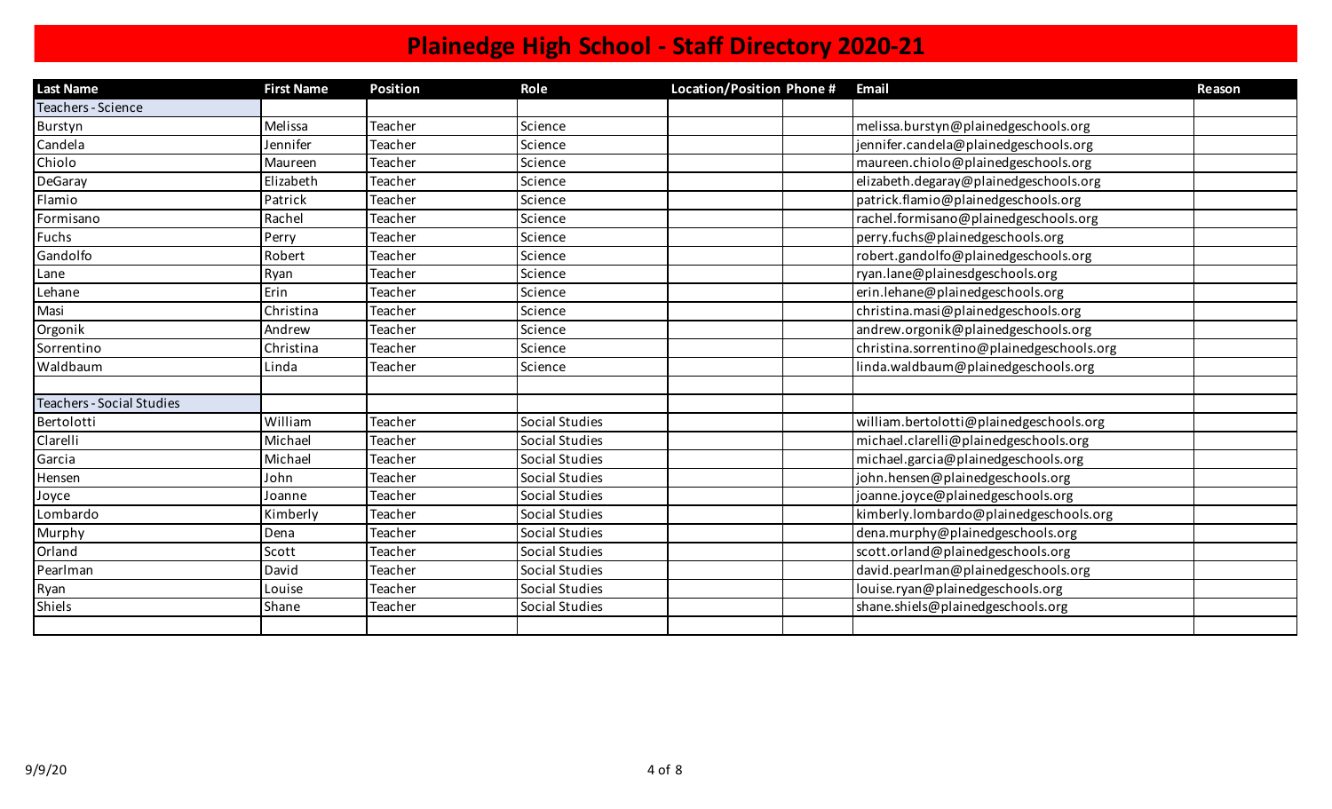# Plainedge High School - Staff Directory 2020-21

| Last Name | First Name | Position | Role | Location/Position | Phone # | Email | Reason |
| --- | --- | --- | --- | --- | --- | --- | --- |
| Teachers - Science | | | | | | | |
| Burstyn | Melissa | Teacher | Science | | | melissa.burstyn@plainedgeschools.org | |
| Candela | Jennifer | Teacher | Science | | | jennifer.candela@plainedgeschools.org | |
| Chiolo | Maureen | Teacher | Science | | | maureen.chiolo@plainedgeschools.org | |
| DeGaray | Elizabeth | Teacher | Science | | | elizabeth.degaray@plainedgeschools.org | |
| Flamio | Patrick | Teacher | Science | | | patrick.flamio@plainedgeschools.org | |
| Formisano | Rachel | Teacher | Science | | | rachel.formisano@plainedgeschools.org | |
| Fuchs | Perry | Teacher | Science | | | perry.fuchs@plainedgeschools.org | |
| Gandolfo | Robert | Teacher | Science | | | robert.gandolfo@plainedgeschools.org | |
| Lane | Ryan | Teacher | Science | | | ryan.lane@plainesdgeschools.org | |
| Lehane | Erin | Teacher | Science | | | erin.lehane@plainedgeschools.org | |
| Masi | Christina | Teacher | Science | | | christina.masi@plainedgeschools.org | |
| Orgonik | Andrew | Teacher | Science | | | andrew.orgonik@plainedgeschools.org | |
| Sorrentino | Christina | Teacher | Science | | | christina.sorrentino@plainedgeschools.org | |
| Waldbaum | Linda | Teacher | Science | | | linda.waldbaum@plainedgeschools.org | |
| | | | | | | | |
| Teachers - Social Studies | | | | | | | |
| Bertolotti | William | Teacher | Social Studies | | | william.bertolotti@plainedgeschools.org | |
| Clarelli | Michael | Teacher | Social Studies | | | michael.clarelli@plainedgeschools.org | |
| Garcia | Michael | Teacher | Social Studies | | | michael.garcia@plainedgeschools.org | |
| Hensen | John | Teacher | Social Studies | | | john.hensen@plainedgeschools.org | |
| Joyce | Joanne | Teacher | Social Studies | | | joanne.joyce@plainedgeschools.org | |
| Lombardo | Kimberly | Teacher | Social Studies | | | kimberly.lombardo@plainedgeschools.org | |
| Murphy | Dena | Teacher | Social Studies | | | dena.murphy@plainedgeschools.org | |
| Orland | Scott | Teacher | Social Studies | | | scott.orland@plainedgeschools.org | |
| Pearlman | David | Teacher | Social Studies | | | david.pearlman@plainedgeschools.org | |
| Ryan | Louise | Teacher | Social Studies | | | louise.ryan@plainedgeschools.org | |
| Shiels | Shane | Teacher | Social Studies | | | shane.shiels@plainedgeschools.org | |
| | | | | | | | |

9/9/20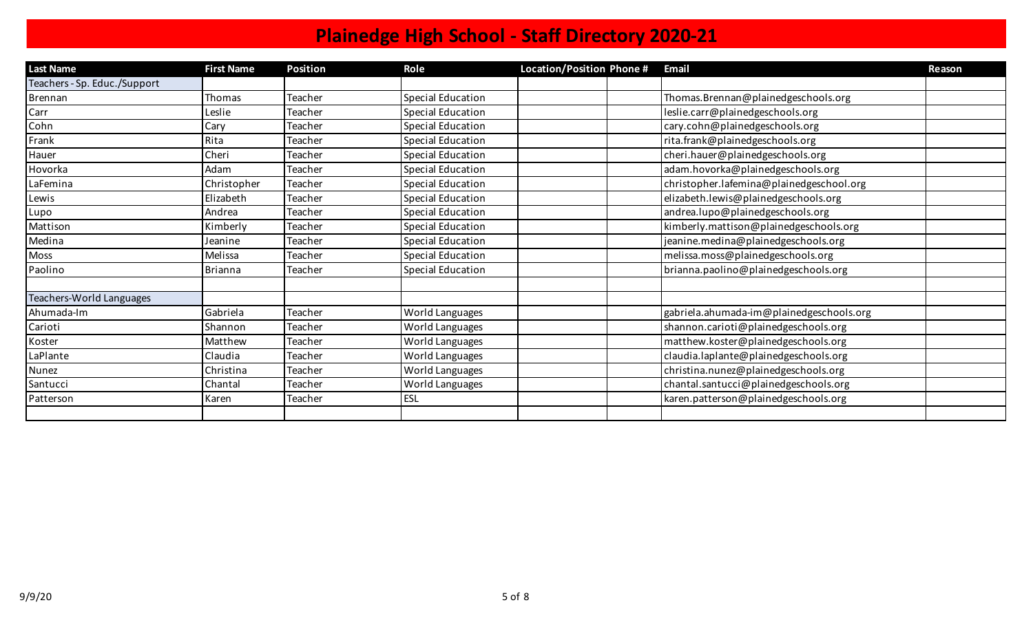# Plainedge High School - Staff Directory 2020-21

| Last Name | First Name | Position | Role | Location/Position | Phone # | Email | Reason |
|---|---|---|---|---|---|---|---|
| Teachers - Sp. Educ./Support | | | | | | | |
| Brennan | Thomas | Teacher | Special Education | | | Thomas.Brennan@plainedgeschools.org | |
| Carr | Leslie | Teacher | Special Education | | | leslie.carr@plainedgeschools.org | |
| Cohn | Cary | Teacher | Special Education | | | cary.cohn@plainedgeschools.org | |
| Frank | Rita | Teacher | Special Education | | | rita.frank@plainedgeschools.org | |
| Hauer | Cheri | Teacher | Special Education | | | cheri.hauer@plainedgeschools.org | |
| Hovorka | Adam | Teacher | Special Education | | | adam.hovorka@plainedgeschools.org | |
| LaFemina | Christopher | Teacher | Special Education | | | christopher.lafemina@plainedgeschool.org | |
| Lewis | Elizabeth | Teacher | Special Education | | | elizabeth.lewis@plainedgeschools.org | |
| Lupo | Andrea | Teacher | Special Education | | | andrea.lupo@plainedgeschools.org | |
| Mattison | Kimberly | Teacher | Special Education | | | kimberly.mattison@plainedgeschools.org | |
| Medina | Jeanine | Teacher | Special Education | | | jeanine.medina@plainedgeschools.org | |
| Moss | Melissa | Teacher | Special Education | | | melissa.moss@plainedgeschools.org | |
| Paolino | Brianna | Teacher | Special Education | | | brianna.paolino@plainedgeschools.org | |
| | | | | | | | |
| Teachers-World Languages | | | | | | | |
| Ahumada-Im | Gabriela | Teacher | World Languages | | | gabriela.ahumada-im@plainedgeschools.org | |
| Carioti | Shannon | Teacher | World Languages | | | shannon.carioti@plainedgeschools.org | |
| Koster | Matthew | Teacher | World Languages | | | matthew.koster@plainedgeschools.org | |
| LaPlante | Claudia | Teacher | World Languages | | | claudia.laplante@plainedgeschools.org | |
| Nunez | Christina | Teacher | World Languages | | | christina.nunez@plainedgeschools.org | |
| Santucci | Chantal | Teacher | World Languages | | | chantal.santucci@plainedgeschools.org | |
| Patterson | Karen | Teacher | ESL | | | karen.patterson@plainedgeschools.org | |
| | | | | | | | |

9/9/20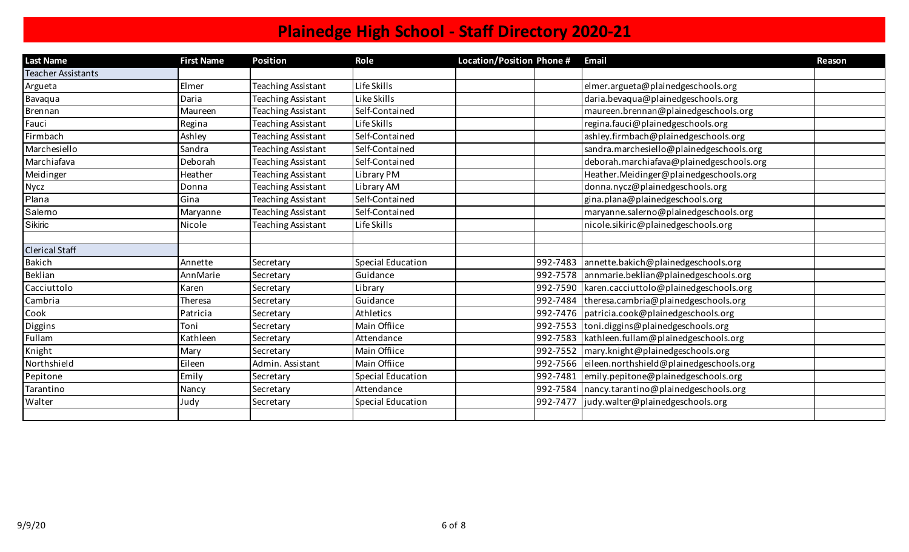# Plainedge High School - Staff Directory 2020-21

| Last Name | First Name | Position | Role | Location/Position | Phone # | Email | Reason |
|---|---|---|---|---|---|---|---|
| Teacher Assistants | | | | | | | |
| Argueta | Elmer | Teaching Assistant | Life Skills | | | elmer.argueta@plainedgeschools.org | |
| Bavaqua | Daria | Teaching Assistant | Like Skills | | | daria.bevaqua@plainedgeschools.org | |
| Brennan | Maureen | Teaching Assistant | Self-Contained | | | maureen.brennan@plainedgeschools.org | |
| Fauci | Regina | Teaching Assistant | Life Skills | | | regina.fauci@plainedgeschools.org | |
| Firmbach | Ashley | Teaching Assistant | Self-Contained | | | ashley.firmbach@plainedgeschools.org | |
| Marchesiello | Sandra | Teaching Assistant | Self-Contained | | | sandra.marchesiello@plainedgeschools.org | |
| Marchiafava | Deborah | Teaching Assistant | Self-Contained | | | deborah.marchiafava@plainedgeschools.org | |
| Meidinger | Heather | Teaching Assistant | Library PM | | | Heather.Meidinger@plainedgeschools.org | |
| Nycz | Donna | Teaching Assistant | Library AM | | | donna.nycz@plainedgeschools.org | |
| Plana | Gina | Teaching Assistant | Self-Contained | | | gina.plana@plainedgeschools.org | |
| Salerno | Maryanne | Teaching Assistant | Self-Contained | | | maryanne.salerno@plainedgeschools.org | |
| Sikiric | Nicole | Teaching Assistant | Life Skills | | | nicole.sikiric@plainedgeschools.org | |
| | | | | | | | |
| Clerical Staff | | | | | | | |
| Bakich | Annette | Secretary | Special Education | | 992-7483 | annette.bakich@plainedgeschools.org | |
| Beklian | AnnMarie | Secretary | Guidance | | 992-7578 | annmarie.beklian@plainedgeschools.org | |
| Cacciuttolo | Karen | Secretary | Library | | 992-7590 | karen.cacciuttolo@plainedgeschools.org | |
| Cambria | Theresa | Secretary | Guidance | | 992-7484 | theresa.cambria@plainedgeschools.org | |
| Cook | Patricia | Secretary | Athletics | | 992-7476 | patricia.cook@plainedgeschools.org | |
| Diggins | Toni | Secretary | Main Offiice | | 992-7553 | toni.diggins@plainedgeschools.org | |
| Fullam | Kathleen | Secretary | Attendance | | 992-7583 | kathleen.fullam@plainedgeschools.org | |
| Knight | Mary | Secretary | Main Offiice | | 992-7552 | mary.knight@plainedgeschools.org | |
| Northshield | Eileen | Admin. Assistant | Main Offiice | | 992-7566 | eileen.northshield@plainedgeschools.org | |
| Pepitone | Emily | Secretary | Special Education | | 992-7481 | emily.pepitone@plainedgeschools.org | |
| Tarantino | Nancy | Secretary | Attendance | | 992-7584 | nancy.tarantino@plainedgeschools.org | |
| Walter | Judy | Secretary | Special Education | | 992-7477 | judy.walter@plainedgeschools.org | |
| | | | | | | | |

9/9/20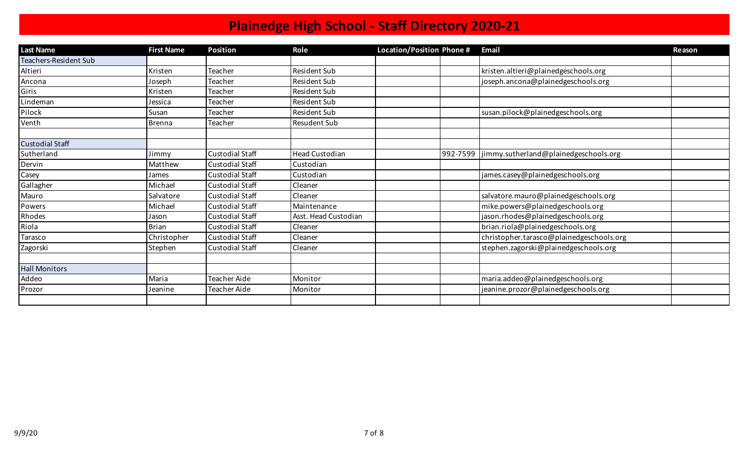# Plainedge High School - Staff Directory 2020-21

| Last Name | First Name | Position | Role | Location/Position | Phone # | Email | Reason |
|---|---|---|---|---|---|---|---|
| Teachers-Resident Sub | | | | | | | |
| Altieri | Kristen | Teacher | Resident Sub | | | kristen.altieri@plainedgeschools.org | |
| Ancona | Joseph | Teacher | Resident Sub | | | joseph.ancona@plainedgeschools.org | |
| Giris | Kristen | Teacher | Resident Sub | | | | |
| Lindeman | Jessica | Teacher | Resident Sub | | | | |
| Pilock | Susan | Teacher | Resident Sub | | | susan.pilock@plainedgeschools.org | |
| Venth | Brenna | Teacher | Resudent Sub | | | | |
| | | | | | | | |
| Custodial Staff | | | | | | | |
| Sutherland | Jimmy | Custodial Staff | Head Custodian | | 992-7599 | jimmy.sutherland@plainedgeschools.org | |
| Dervin | Matthew | Custodial Staff | Custodian | | | | |
| Casey | James | Custodial Staff | Custodian | | | james.casey@plainedgeschools.org | |
| Gallagher | Michael | Custodial Staff | Cleaner | | | | |
| Mauro | Salvatore | Custodial Staff | Cleaner | | | salvatore.mauro@plainedgeschools.org | |
| Powers | Michael | Custodial Staff | Maintenance | | | mike.powers@plainedgeschools.org | |
| Rhodes | Jason | Custodial Staff | Asst. Head Custodian | | | jason.rhodes@plainedgeschools.org | |
| Riola | Brian | Custodial Staff | Cleaner | | | brian.riola@plainedgeschools.org | |
| Tarasco | Christopher | Custodial Staff | Cleaner | | | christopher.tarasco@plainedgeschools.org | |
| Zagorski | Stephen | Custodial Staff | Cleaner | | | stephen.zagorski@plainedgeschools.org | |
| | | | | | | | |
| Hall Monitors | | | | | | | |
| Addeo | Maria | Teacher Aide | Monitor | | | maria.addeo@plainedgeschools.org | |
| Prozor | Jeanine | Teacher Aide | Monitor | | | jeanine.prozor@plainedgeschools.org | |
| | | | | | | | |

9/9/20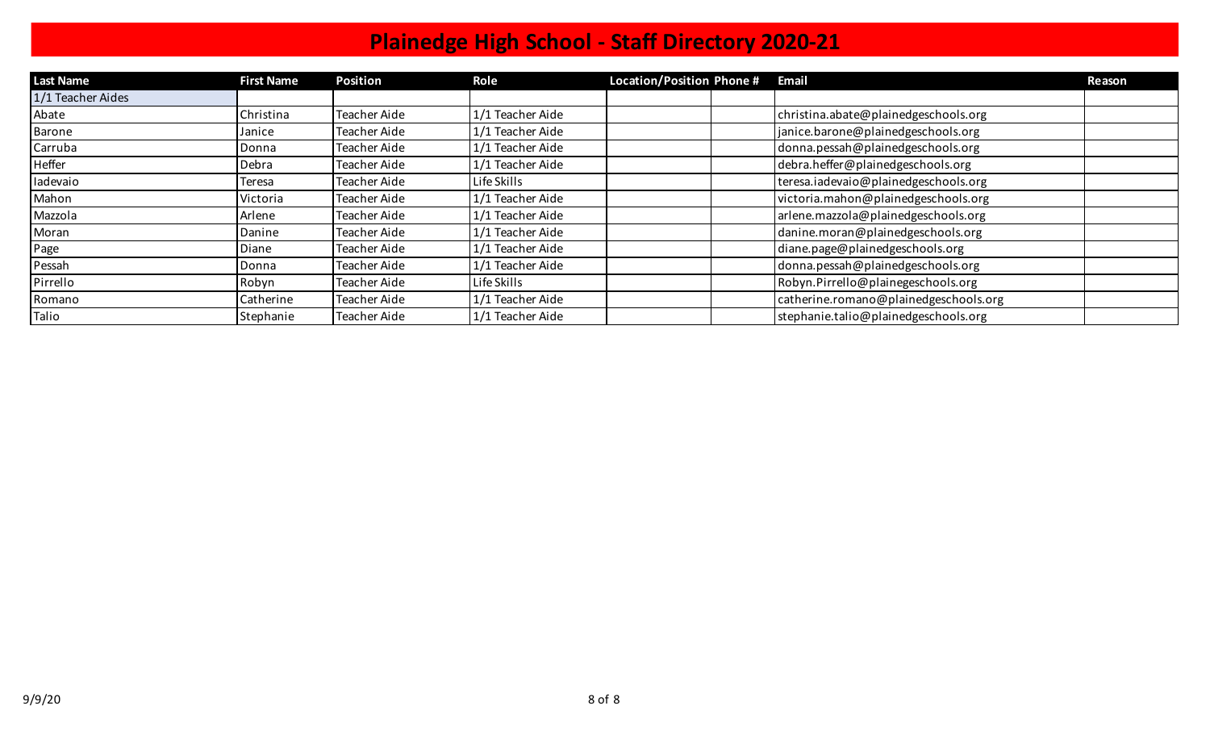# Plainedge High School - Staff Directory 2020-21

| Last Name | First Name | Position | Role | Location/Position | Phone # | Email | Reason |
|---|---|---|---|---|---|---|---|
| 1/1 Teacher Aides | | | | | | | |
| Abate | Christina | Teacher Aide | 1/1 Teacher Aide | | | christina.abate@plainedgeschools.org | |
| Barone | Janice | Teacher Aide | 1/1 Teacher Aide | | | janice.barone@plainedgeschools.org | |
| Carruba | Donna | Teacher Aide | 1/1 Teacher Aide | | | donna.pessah@plainedgeschools.org | |
| Heffer | Debra | Teacher Aide | 1/1 Teacher Aide | | | debra.heffer@plainedgeschools.org | |
| Iadevaio | Teresa | Teacher Aide | Life Skills | | | teresa.iadevaio@plainedgeschools.org | |
| Mahon | Victoria | Teacher Aide | 1/1 Teacher Aide | | | victoria.mahon@plainedgeschools.org | |
| Mazzola | Arlene | Teacher Aide | 1/1 Teacher Aide | | | arlene.mazzola@plainedgeschools.org | |
| Moran | Danine | Teacher Aide | 1/1 Teacher Aide | | | danine.moran@plainedgeschools.org | |
| Page | Diane | Teacher Aide | 1/1 Teacher Aide | | | diane.page@plainedgeschools.org | |
| Pessah | Donna | Teacher Aide | 1/1 Teacher Aide | | | donna.pessah@plainedgeschools.org | |
| Pirrello | Robyn | Teacher Aide | Life Skills | | | Robyn.Pirrello@plainegeschools.org | |
| Romano | Catherine | Teacher Aide | 1/1 Teacher Aide | | | catherine.romano@plainedgeschools.org | |
| Talio | Stephanie | Teacher Aide | 1/1 Teacher Aide | | | stephanie.talio@plainedgeschools.org | |

9/9/20